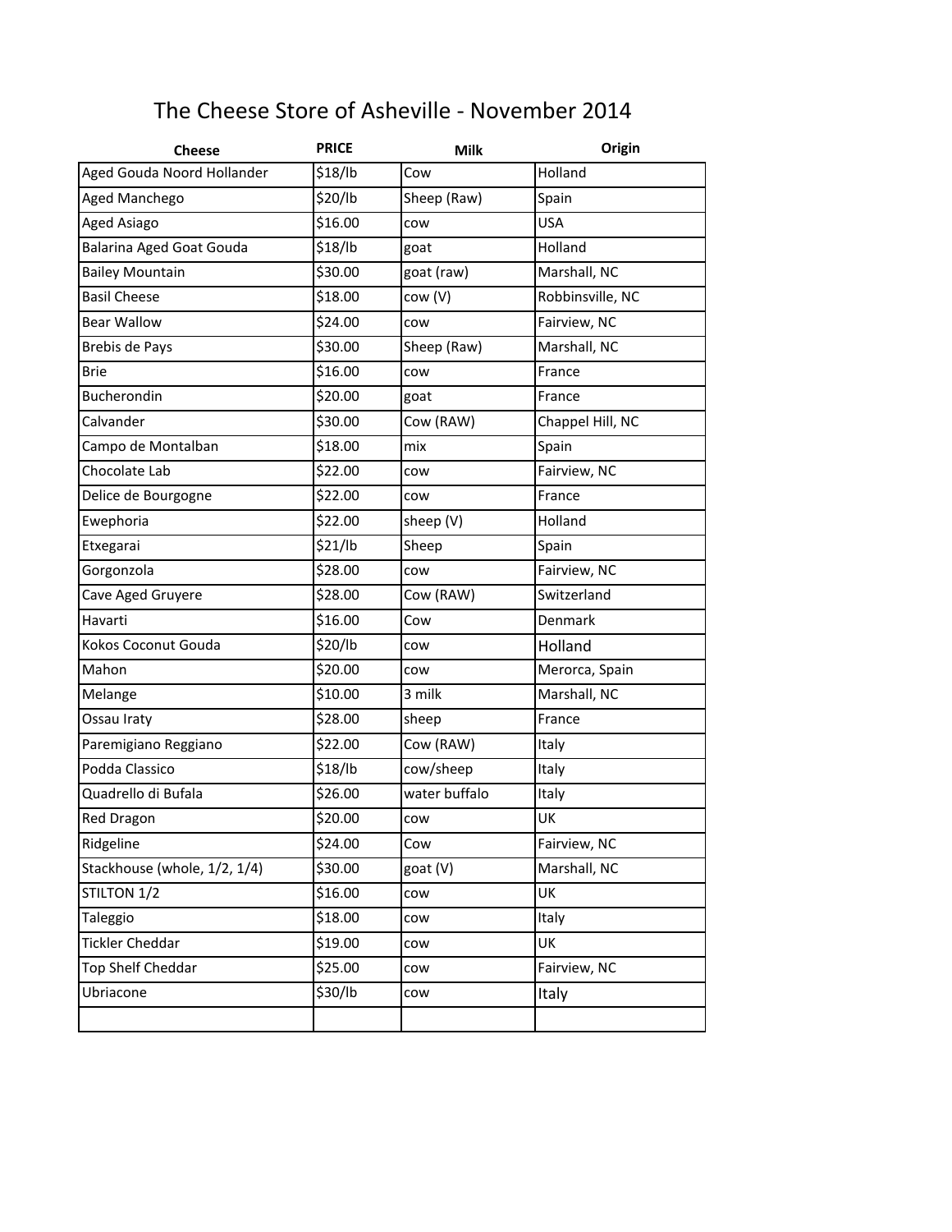# The Cheese Store of Asheville - November 2014

| Cheese | PRICE | Milk | Origin |
|---|---|---|---|
| Aged Gouda Noord Hollander | $18/lb | Cow | Holland |
| Aged Manchego | $20/lb | Sheep (Raw) | Spain |
| Aged Asiago | $16.00 | cow | USA |
| Balarina Aged Goat Gouda | $18/lb | goat | Holland |
| Bailey Mountain | $30.00 | goat (raw) | Marshall, NC |
| Basil Cheese | $18.00 | cow (V) | Robbinsville, NC |
| Bear Wallow | $24.00 | cow | Fairview, NC |
| Brebis de Pays | $30.00 | Sheep (Raw) | Marshall, NC |
| Brie | $16.00 | cow | France |
| Bucherondin | $20.00 | goat | France |
| Calvander | $30.00 | Cow (RAW) | Chappel Hill, NC |
| Campo de Montalban | $18.00 | mix | Spain |
| Chocolate Lab | $22.00 | cow | Fairview, NC |
| Delice de Bourgogne | $22.00 | cow | France |
| Ewephoria | $22.00 | sheep (V) | Holland |
| Etxegarai | $21/lb | Sheep | Spain |
| Gorgonzola | $28.00 | cow | Fairview, NC |
| Cave Aged Gruyere | $28.00 | Cow (RAW) | Switzerland |
| Havarti | $16.00 | Cow | Denmark |
| Kokos Coconut Gouda | $20/lb | cow | Holland |
| Mahon | $20.00 | cow | Merorca, Spain |
| Melange | $10.00 | 3 milk | Marshall, NC |
| Ossau Iraty | $28.00 | sheep | France |
| Paremigiano Reggiano | $22.00 | Cow (RAW) | Italy |
| Podda Classico | $18/lb | cow/sheep | Italy |
| Quadrello di Bufala | $26.00 | water buffalo | Italy |
| Red Dragon | $20.00 | cow | UK |
| Ridgeline | $24.00 | Cow | Fairview, NC |
| Stackhouse (whole, 1/2, 1/4) | $30.00 | goat (V) | Marshall, NC |
| STILTON 1/2 | $16.00 | cow | UK |
| Taleggio | $18.00 | cow | Italy |
| Tickler Cheddar | $19.00 | cow | UK |
| Top Shelf Cheddar | $25.00 | cow | Fairview, NC |
| Ubriacone | $30/lb | cow | Italy |
| | | | |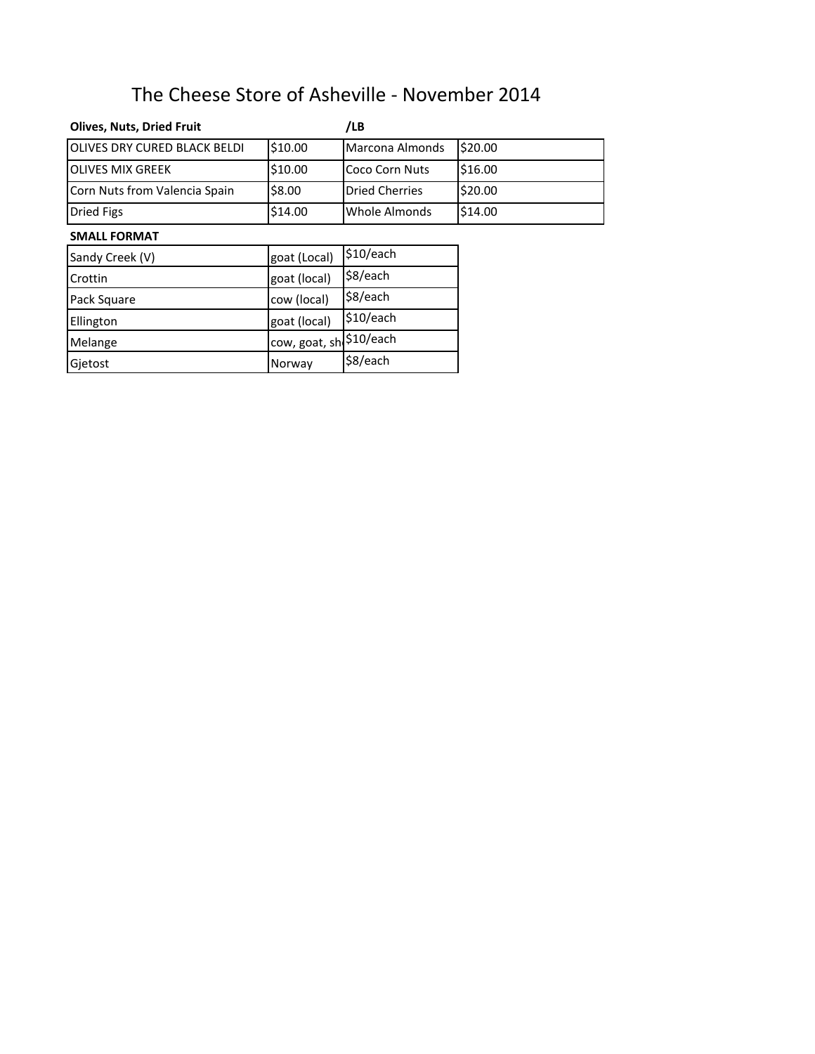# The Cheese Store of Asheville - November 2014

**Olives, Nuts, Dried Fruit** **/LB**

| | | | |
|---|---|---|---|
| OLIVES DRY CURED BLACK BELDI | $10.00 | Marcona Almonds | $20.00 |
| OLIVES MIX GREEK | $10.00 | Coco Corn Nuts | $16.00 |
| Corn Nuts from Valencia Spain | $8.00 | Dried Cherries | $20.00 |
| Dried Figs | $14.00 | Whole Almonds | $14.00 |

**SMALL FORMAT**

| | | |
|---|---|---|
| Sandy Creek (V) | goat (Local) | $10/each |
| Crottin | goat (local) | $8/each |
| Pack Square | cow (local) | $8/each |
| Ellington | goat (local) | $10/each |
| Melange | cow, goat, sh | $10/each |
| Gjetost | Norway | $8/each |